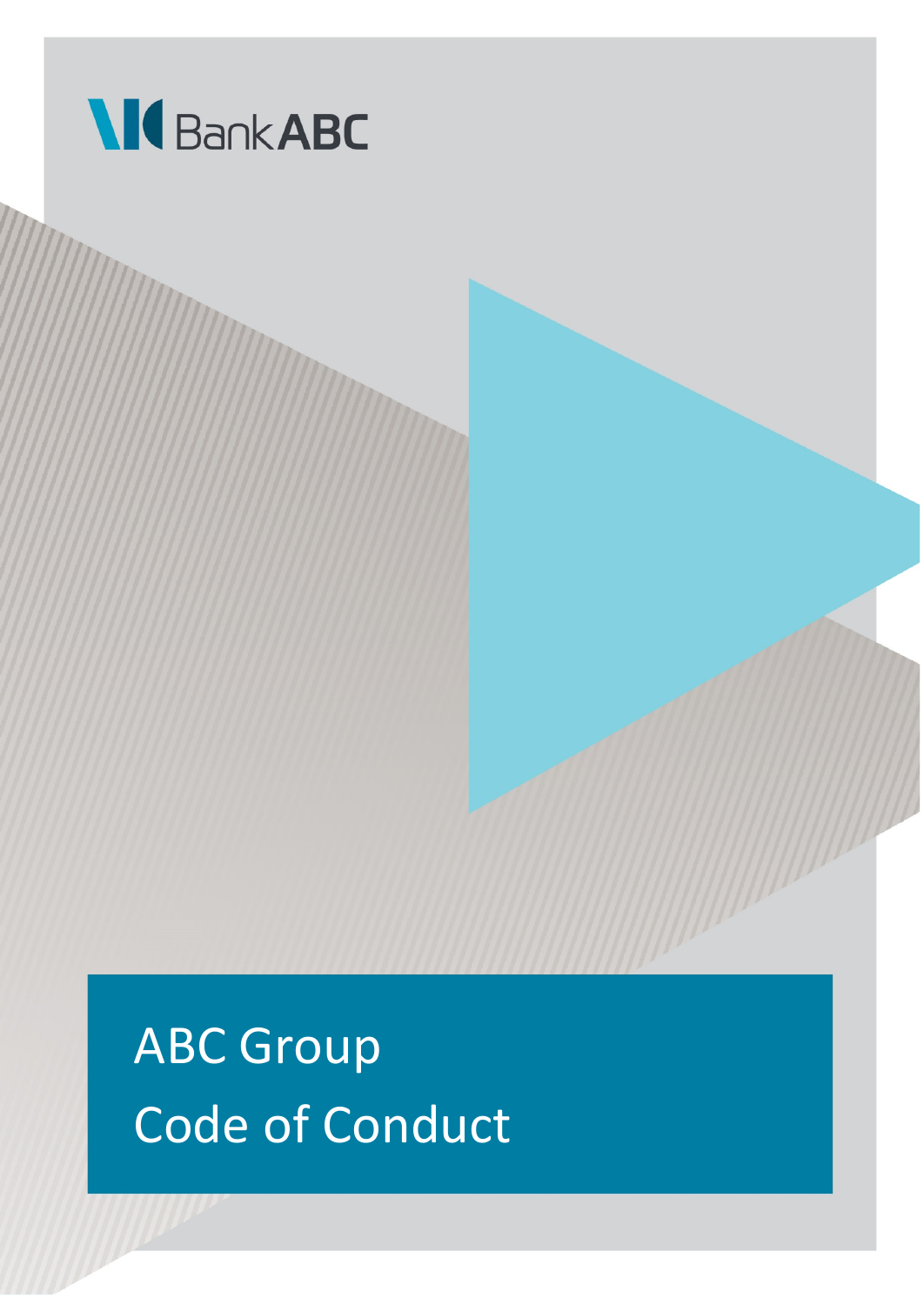Bank ABC

# ABC Group Code of Conduct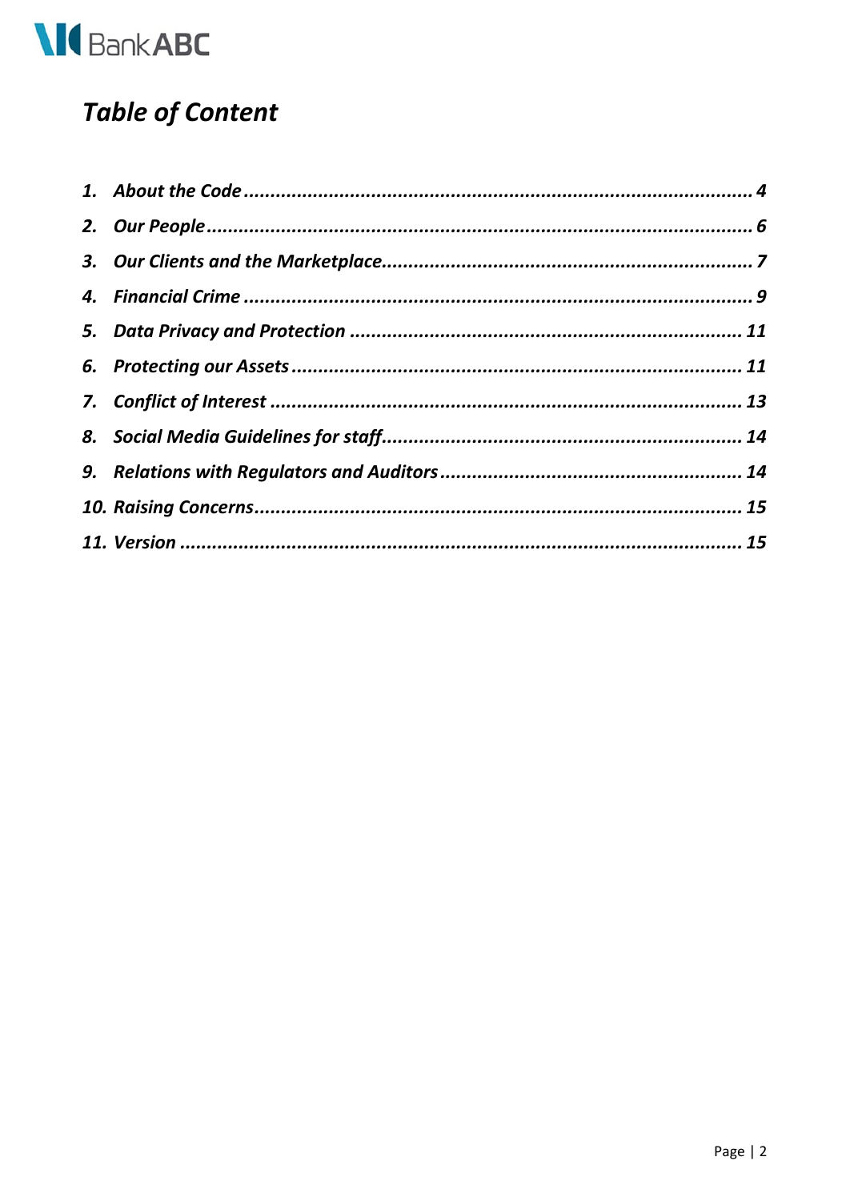# *Table of Content*

1. ***About the Code*** ........................................................................................ ***4***
2. ***Our People*** ................................................................................................ ***6***
3. ***Our Clients and the Marketplace*** .............................................................. ***7***
4. ***Financial Crime*** .......................................................................................... ***9***
5. ***Data Privacy and Protection*** .................................................................... ***11***
6. ***Protecting our Assets*** ............................................................................... ***11***
7. ***Conflict of Interest*** ..................................................................................... ***13***
8. ***Social Media Guidelines for staff*** ............................................................. ***14***
9. ***Relations with Regulators and Auditors*** ................................................... ***14***
10. ***Raising Concerns*** ...................................................................................... ***15***
11. ***Version*** ...................................................................................................... ***15***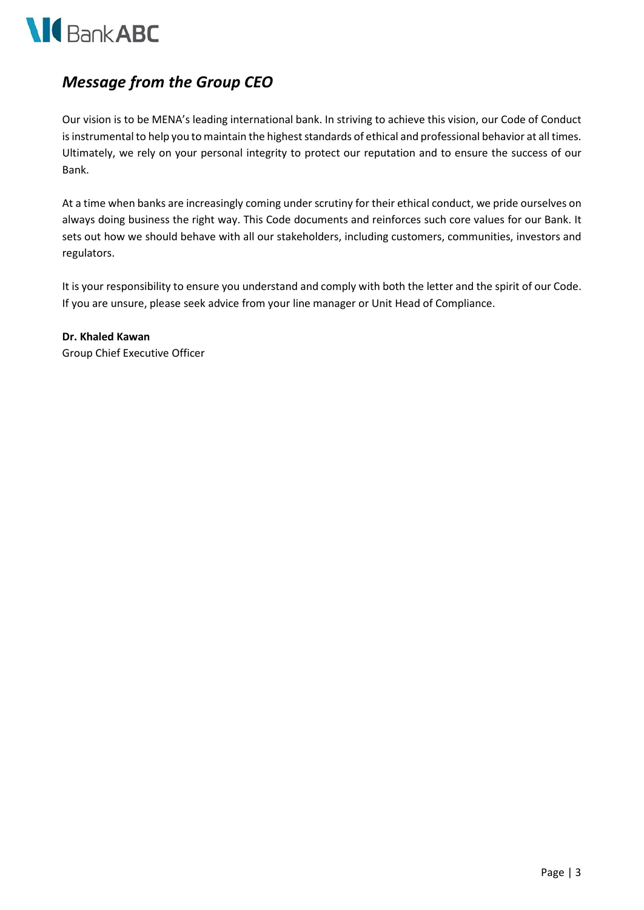## *Message from the Group CEO*

Our vision is to be MENA's leading international bank. In striving to achieve this vision, our Code of Conduct is instrumental to help you to maintain the highest standards of ethical and professional behavior at all times. Ultimately, we rely on your personal integrity to protect our reputation and to ensure the success of our Bank.

At a time when banks are increasingly coming under scrutiny for their ethical conduct, we pride ourselves on always doing business the right way. This Code documents and reinforces such core values for our Bank. It sets out how we should behave with all our stakeholders, including customers, communities, investors and regulators.

It is your responsibility to ensure you understand and comply with both the letter and the spirit of our Code. If you are unsure, please seek advice from your line manager or Unit Head of Compliance.

**Dr. Khaled Kawan**
Group Chief Executive Officer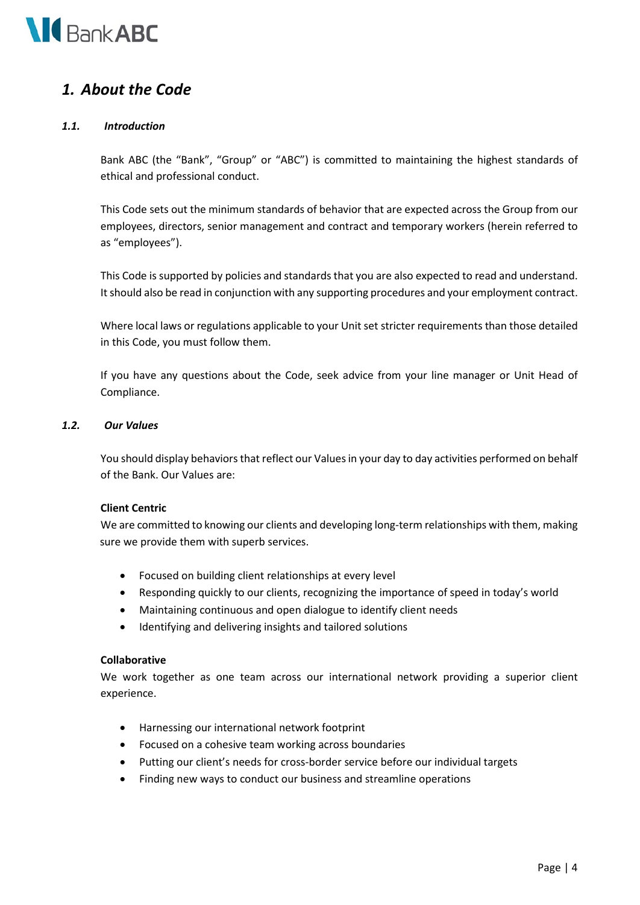# *1. About the Code*

### *1.1. Introduction*

Bank ABC (the "Bank", "Group" or "ABC") is committed to maintaining the highest standards of ethical and professional conduct.

This Code sets out the minimum standards of behavior that are expected across the Group from our employees, directors, senior management and contract and temporary workers (herein referred to as "employees").

This Code is supported by policies and standards that you are also expected to read and understand. It should also be read in conjunction with any supporting procedures and your employment contract.

Where local laws or regulations applicable to your Unit set stricter requirements than those detailed in this Code, you must follow them.

If you have any questions about the Code, seek advice from your line manager or Unit Head of Compliance.

### *1.2. Our Values*

You should display behaviors that reflect our Values in your day to day activities performed on behalf of the Bank. Our Values are:

**Client Centric**
We are committed to knowing our clients and developing long-term relationships with them, making sure we provide them with superb services.

- Focused on building client relationships at every level
- Responding quickly to our clients, recognizing the importance of speed in today's world
- Maintaining continuous and open dialogue to identify client needs
- Identifying and delivering insights and tailored solutions

**Collaborative**
We work together as one team across our international network providing a superior client experience.

- Harnessing our international network footprint
- Focused on a cohesive team working across boundaries
- Putting our client's needs for cross-border service before our individual targets
- Finding new ways to conduct our business and streamline operations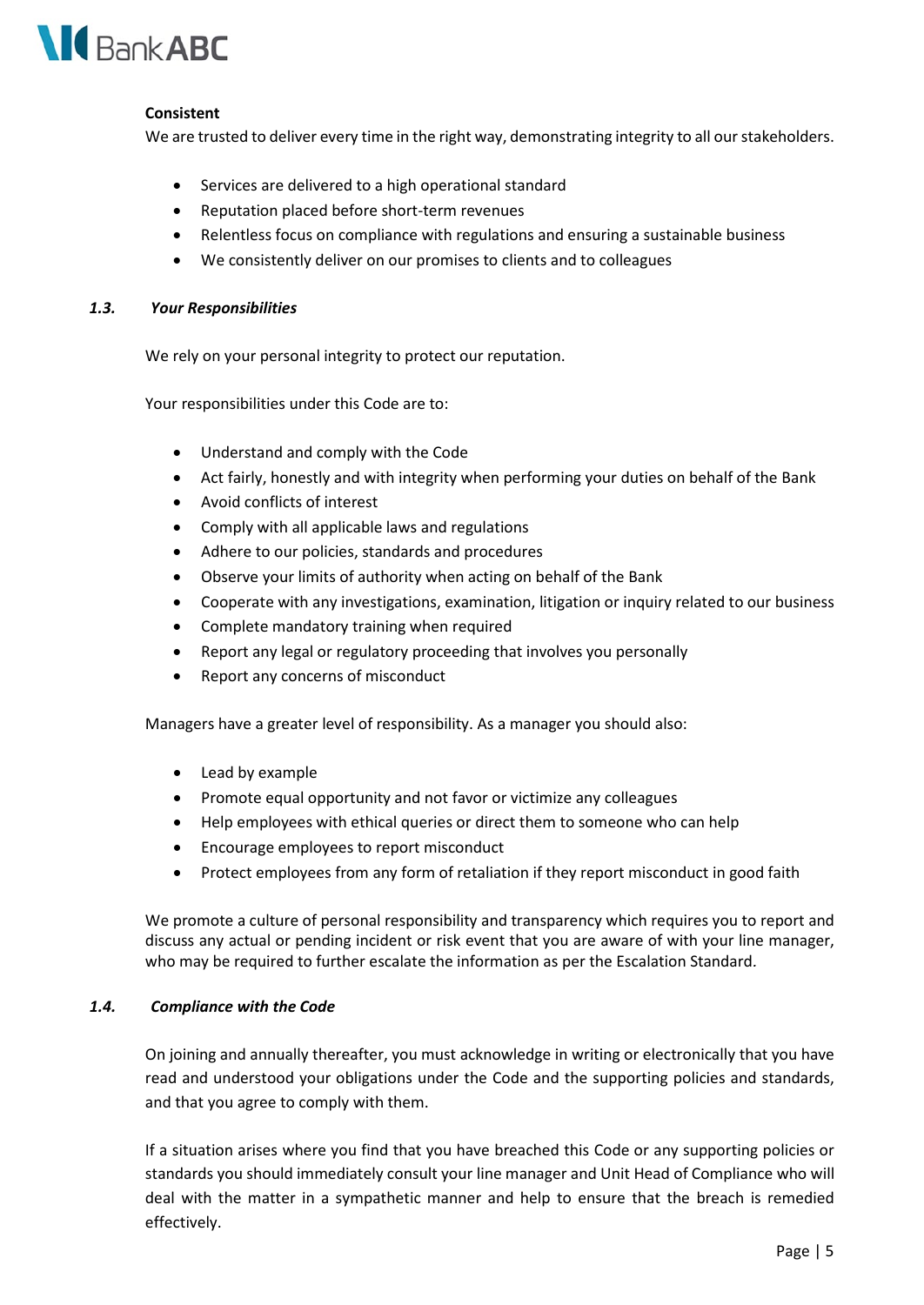**Consistent**

We are trusted to deliver every time in the right way, demonstrating integrity to all our stakeholders.

- Services are delivered to a high operational standard
- Reputation placed before short-term revenues
- Relentless focus on compliance with regulations and ensuring a sustainable business
- We consistently deliver on our promises to clients and to colleagues

### *1.3. Your Responsibilities*

We rely on your personal integrity to protect our reputation.

Your responsibilities under this Code are to:

- Understand and comply with the Code
- Act fairly, honestly and with integrity when performing your duties on behalf of the Bank
- Avoid conflicts of interest
- Comply with all applicable laws and regulations
- Adhere to our policies, standards and procedures
- Observe your limits of authority when acting on behalf of the Bank
- Cooperate with any investigations, examination, litigation or inquiry related to our business
- Complete mandatory training when required
- Report any legal or regulatory proceeding that involves you personally
- Report any concerns of misconduct

Managers have a greater level of responsibility. As a manager you should also:

- Lead by example
- Promote equal opportunity and not favor or victimize any colleagues
- Help employees with ethical queries or direct them to someone who can help
- Encourage employees to report misconduct
- Protect employees from any form of retaliation if they report misconduct in good faith

We promote a culture of personal responsibility and transparency which requires you to report and discuss any actual or pending incident or risk event that you are aware of with your line manager, who may be required to further escalate the information as per the Escalation Standard.

### *1.4. Compliance with the Code*

On joining and annually thereafter, you must acknowledge in writing or electronically that you have read and understood your obligations under the Code and the supporting policies and standards, and that you agree to comply with them.

If a situation arises where you find that you have breached this Code or any supporting policies or standards you should immediately consult your line manager and Unit Head of Compliance who will deal with the matter in a sympathetic manner and help to ensure that the breach is remedied effectively.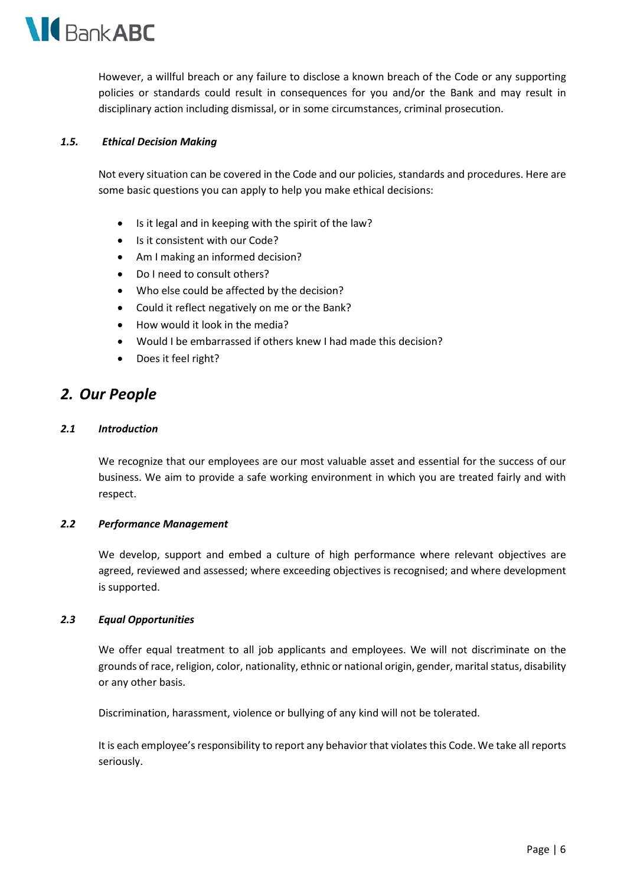However, a willful breach or any failure to disclose a known breach of the Code or any supporting policies or standards could result in consequences for you and/or the Bank and may result in disciplinary action including dismissal, or in some circumstances, criminal prosecution.

### *1.5. Ethical Decision Making*

Not every situation can be covered in the Code and our policies, standards and procedures. Here are some basic questions you can apply to help you make ethical decisions:

- Is it legal and in keeping with the spirit of the law?
- Is it consistent with our Code?
- Am I making an informed decision?
- Do I need to consult others?
- Who else could be affected by the decision?
- Could it reflect negatively on me or the Bank?
- How would it look in the media?
- Would I be embarrassed if others knew I had made this decision?
- Does it feel right?

## *2. Our People*

### *2.1 Introduction*

We recognize that our employees are our most valuable asset and essential for the success of our business. We aim to provide a safe working environment in which you are treated fairly and with respect.

### *2.2 Performance Management*

We develop, support and embed a culture of high performance where relevant objectives are agreed, reviewed and assessed; where exceeding objectives is recognised; and where development is supported.

### *2.3 Equal Opportunities*

We offer equal treatment to all job applicants and employees. We will not discriminate on the grounds of race, religion, color, nationality, ethnic or national origin, gender, marital status, disability or any other basis.

Discrimination, harassment, violence or bullying of any kind will not be tolerated.

It is each employee's responsibility to report any behavior that violates this Code. We take all reports seriously.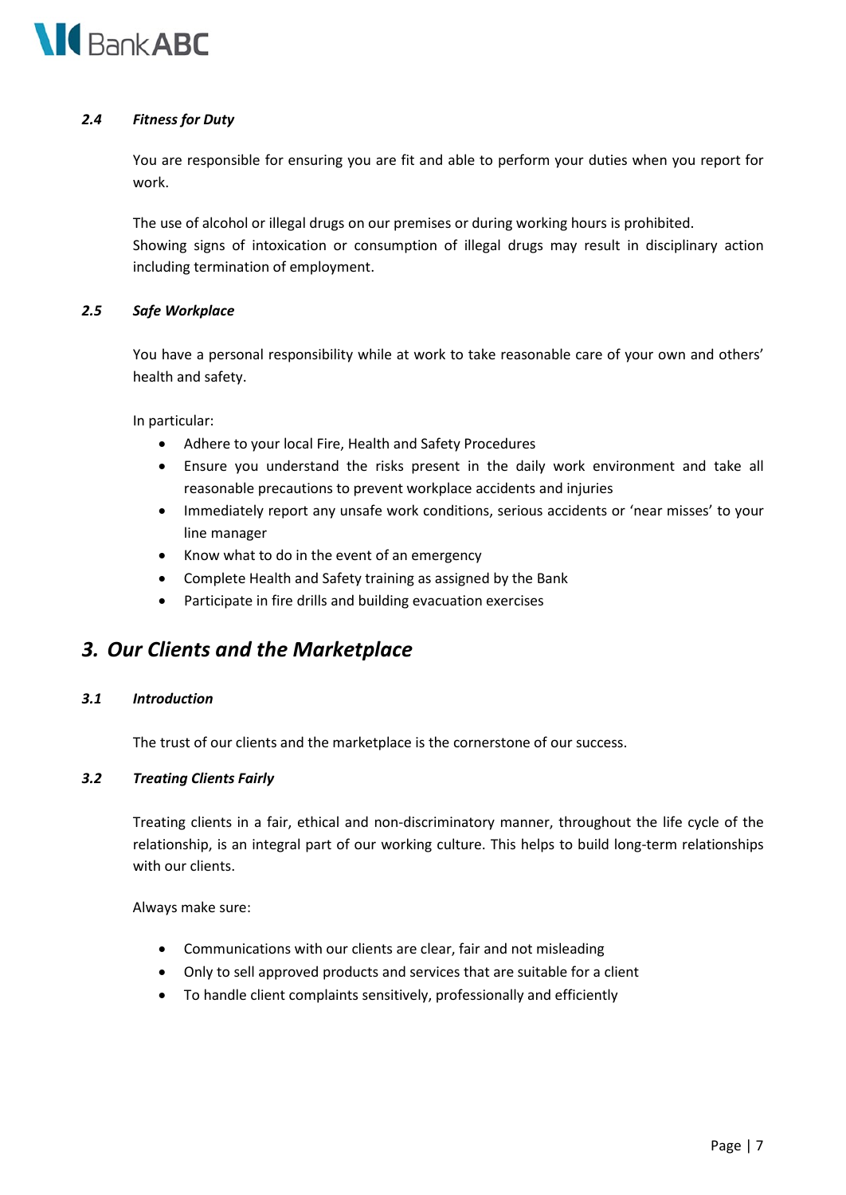### *2.4 Fitness for Duty*

You are responsible for ensuring you are fit and able to perform your duties when you report for work.

The use of alcohol or illegal drugs on our premises or during working hours is prohibited.
Showing signs of intoxication or consumption of illegal drugs may result in disciplinary action including termination of employment.

### *2.5 Safe Workplace*

You have a personal responsibility while at work to take reasonable care of your own and others' health and safety.

In particular:

- Adhere to your local Fire, Health and Safety Procedures
- Ensure you understand the risks present in the daily work environment and take all reasonable precautions to prevent workplace accidents and injuries
- Immediately report any unsafe work conditions, serious accidents or 'near misses' to your line manager
- Know what to do in the event of an emergency
- Complete Health and Safety training as assigned by the Bank
- Participate in fire drills and building evacuation exercises

## *3. Our Clients and the Marketplace*

### *3.1 Introduction*

The trust of our clients and the marketplace is the cornerstone of our success.

### *3.2 Treating Clients Fairly*

Treating clients in a fair, ethical and non-discriminatory manner, throughout the life cycle of the relationship, is an integral part of our working culture. This helps to build long-term relationships with our clients.

Always make sure:

- Communications with our clients are clear, fair and not misleading
- Only to sell approved products and services that are suitable for a client
- To handle client complaints sensitively, professionally and efficiently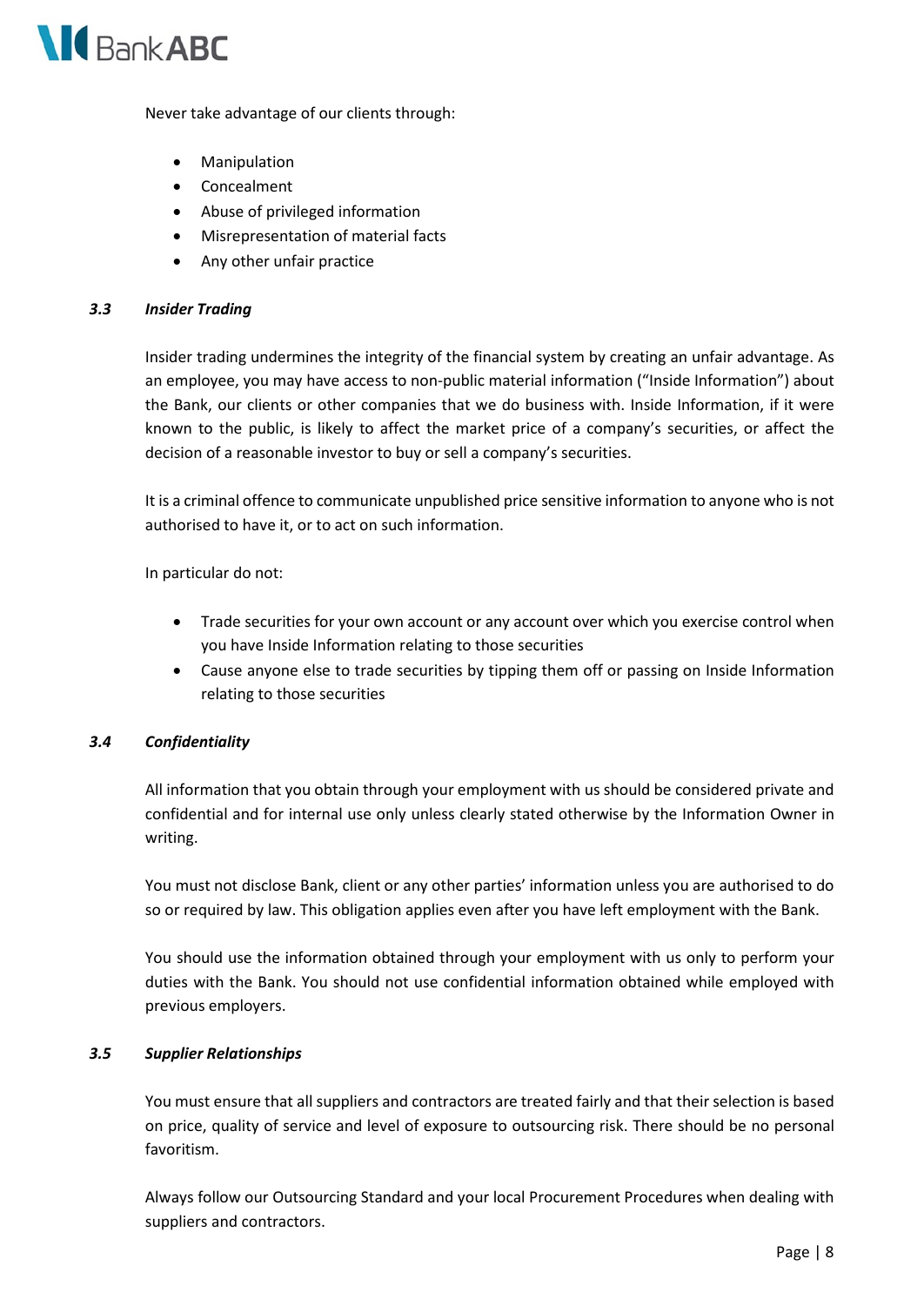Never take advantage of our clients through:

- Manipulation
- Concealment
- Abuse of privileged information
- Misrepresentation of material facts
- Any other unfair practice

### *3.3 Insider Trading*

Insider trading undermines the integrity of the financial system by creating an unfair advantage. As an employee, you may have access to non-public material information ("Inside Information") about the Bank, our clients or other companies that we do business with. Inside Information, if it were known to the public, is likely to affect the market price of a company's securities, or affect the decision of a reasonable investor to buy or sell a company's securities.

It is a criminal offence to communicate unpublished price sensitive information to anyone who is not authorised to have it, or to act on such information.

In particular do not:

- Trade securities for your own account or any account over which you exercise control when you have Inside Information relating to those securities
- Cause anyone else to trade securities by tipping them off or passing on Inside Information relating to those securities

### *3.4 Confidentiality*

All information that you obtain through your employment with us should be considered private and confidential and for internal use only unless clearly stated otherwise by the Information Owner in writing.

You must not disclose Bank, client or any other parties' information unless you are authorised to do so or required by law. This obligation applies even after you have left employment with the Bank.

You should use the information obtained through your employment with us only to perform your duties with the Bank. You should not use confidential information obtained while employed with previous employers.

### *3.5 Supplier Relationships*

You must ensure that all suppliers and contractors are treated fairly and that their selection is based on price, quality of service and level of exposure to outsourcing risk. There should be no personal favoritism.

Always follow our Outsourcing Standard and your local Procurement Procedures when dealing with suppliers and contractors.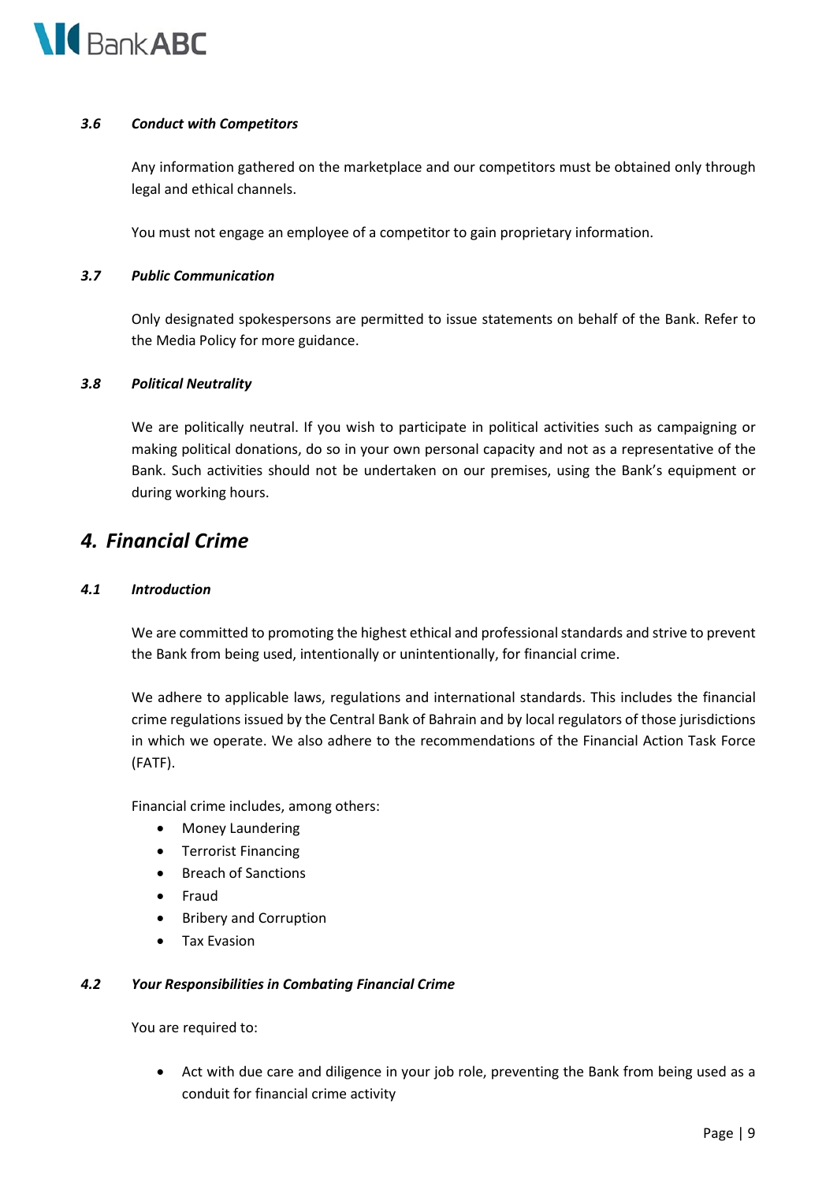### *3.6 Conduct with Competitors*

Any information gathered on the marketplace and our competitors must be obtained only through legal and ethical channels.

You must not engage an employee of a competitor to gain proprietary information.

### *3.7 Public Communication*

Only designated spokespersons are permitted to issue statements on behalf of the Bank. Refer to the Media Policy for more guidance.

### *3.8 Political Neutrality*

We are politically neutral. If you wish to participate in political activities such as campaigning or making political donations, do so in your own personal capacity and not as a representative of the Bank. Such activities should not be undertaken on our premises, using the Bank's equipment or during working hours.

## *4. Financial Crime*

### *4.1 Introduction*

We are committed to promoting the highest ethical and professional standards and strive to prevent the Bank from being used, intentionally or unintentionally, for financial crime.

We adhere to applicable laws, regulations and international standards. This includes the financial crime regulations issued by the Central Bank of Bahrain and by local regulators of those jurisdictions in which we operate. We also adhere to the recommendations of the Financial Action Task Force (FATF).

Financial crime includes, among others:

- Money Laundering
- Terrorist Financing
- Breach of Sanctions
- Fraud
- Bribery and Corruption
- Tax Evasion

### *4.2 Your Responsibilities in Combating Financial Crime*

You are required to:

- Act with due care and diligence in your job role, preventing the Bank from being used as a conduit for financial crime activity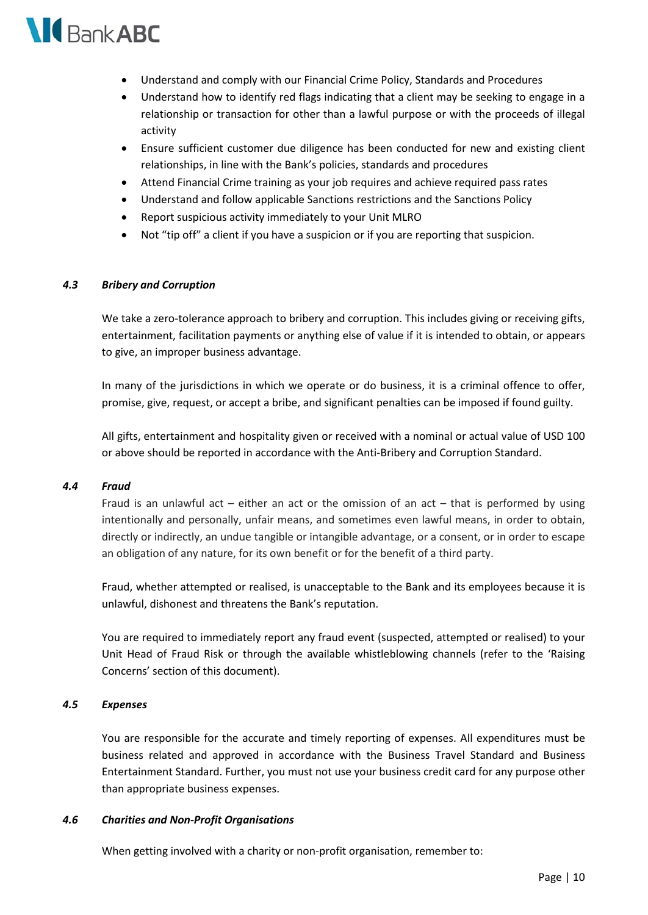- Understand and comply with our Financial Crime Policy, Standards and Procedures
- Understand how to identify red flags indicating that a client may be seeking to engage in a relationship or transaction for other than a lawful purpose or with the proceeds of illegal activity
- Ensure sufficient customer due diligence has been conducted for new and existing client relationships, in line with the Bank's policies, standards and procedures
- Attend Financial Crime training as your job requires and achieve required pass rates
- Understand and follow applicable Sanctions restrictions and the Sanctions Policy
- Report suspicious activity immediately to your Unit MLRO
- Not "tip off" a client if you have a suspicion or if you are reporting that suspicion.

### *4.3 Bribery and Corruption*

We take a zero-tolerance approach to bribery and corruption. This includes giving or receiving gifts, entertainment, facilitation payments or anything else of value if it is intended to obtain, or appears to give, an improper business advantage.

In many of the jurisdictions in which we operate or do business, it is a criminal offence to offer, promise, give, request, or accept a bribe, and significant penalties can be imposed if found guilty.

All gifts, entertainment and hospitality given or received with a nominal or actual value of USD 100 or above should be reported in accordance with the Anti-Bribery and Corruption Standard.

### *4.4 Fraud*

Fraud is an unlawful act – either an act or the omission of an act – that is performed by using intentionally and personally, unfair means, and sometimes even lawful means, in order to obtain, directly or indirectly, an undue tangible or intangible advantage, or a consent, or in order to escape an obligation of any nature, for its own benefit or for the benefit of a third party.

Fraud, whether attempted or realised, is unacceptable to the Bank and its employees because it is unlawful, dishonest and threatens the Bank's reputation.

You are required to immediately report any fraud event (suspected, attempted or realised) to your Unit Head of Fraud Risk or through the available whistleblowing channels (refer to the 'Raising Concerns' section of this document).

### *4.5 Expenses*

You are responsible for the accurate and timely reporting of expenses. All expenditures must be business related and approved in accordance with the Business Travel Standard and Business Entertainment Standard. Further, you must not use your business credit card for any purpose other than appropriate business expenses.

### *4.6 Charities and Non-Profit Organisations*

When getting involved with a charity or non-profit organisation, remember to: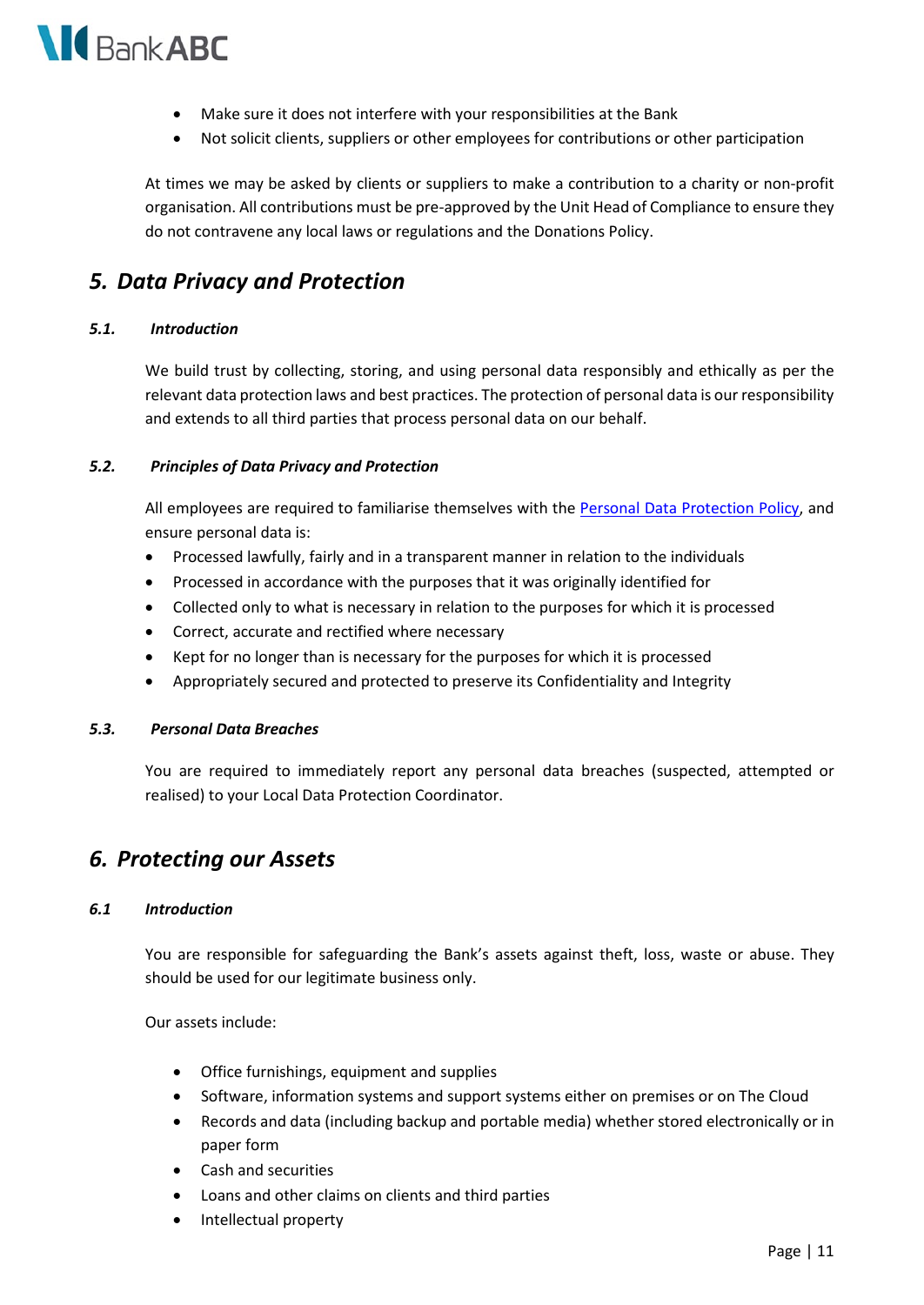- Make sure it does not interfere with your responsibilities at the Bank
- Not solicit clients, suppliers or other employees for contributions or other participation

At times we may be asked by clients or suppliers to make a contribution to a charity or non-profit organisation. All contributions must be pre-approved by the Unit Head of Compliance to ensure they do not contravene any local laws or regulations and the Donations Policy.

## *5. Data Privacy and Protection*

### *5.1. Introduction*

We build trust by collecting, storing, and using personal data responsibly and ethically as per the relevant data protection laws and best practices. The protection of personal data is our responsibility and extends to all third parties that process personal data on our behalf.

### *5.2. Principles of Data Privacy and Protection*

All employees are required to familiarise themselves with the Personal Data Protection Policy, and ensure personal data is:

- Processed lawfully, fairly and in a transparent manner in relation to the individuals
- Processed in accordance with the purposes that it was originally identified for
- Collected only to what is necessary in relation to the purposes for which it is processed
- Correct, accurate and rectified where necessary
- Kept for no longer than is necessary for the purposes for which it is processed
- Appropriately secured and protected to preserve its Confidentiality and Integrity

### *5.3. Personal Data Breaches*

You are required to immediately report any personal data breaches (suspected, attempted or realised) to your Local Data Protection Coordinator.

## *6. Protecting our Assets*

### *6.1 Introduction*

You are responsible for safeguarding the Bank's assets against theft, loss, waste or abuse. They should be used for our legitimate business only.

Our assets include:

- Office furnishings, equipment and supplies
- Software, information systems and support systems either on premises or on The Cloud
- Records and data (including backup and portable media) whether stored electronically or in paper form
- Cash and securities
- Loans and other claims on clients and third parties
- Intellectual property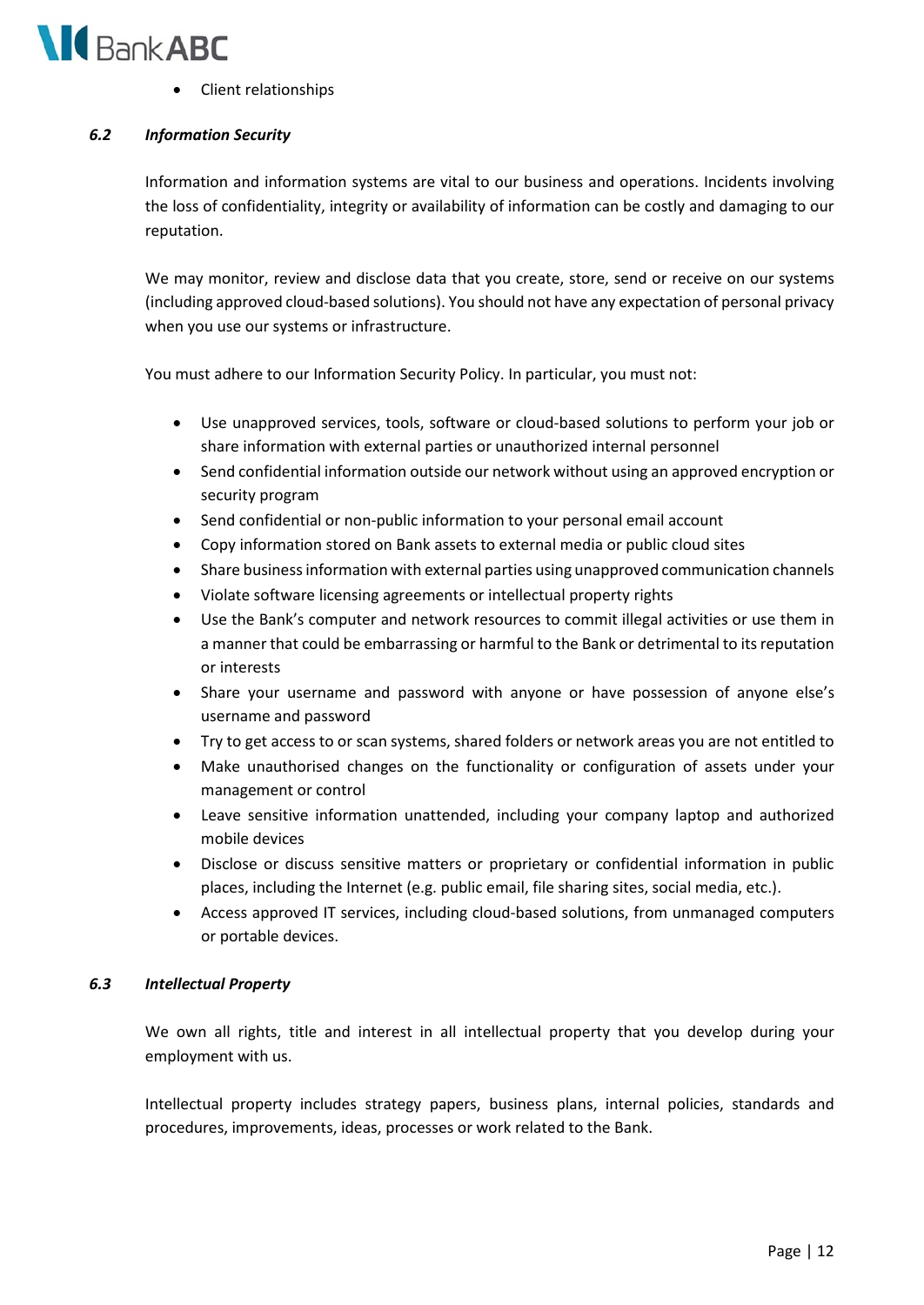- Client relationships

### *6.2 Information Security*

Information and information systems are vital to our business and operations. Incidents involving the loss of confidentiality, integrity or availability of information can be costly and damaging to our reputation.

We may monitor, review and disclose data that you create, store, send or receive on our systems (including approved cloud-based solutions). You should not have any expectation of personal privacy when you use our systems or infrastructure.

You must adhere to our Information Security Policy. In particular, you must not:

- Use unapproved services, tools, software or cloud-based solutions to perform your job or share information with external parties or unauthorized internal personnel
- Send confidential information outside our network without using an approved encryption or security program
- Send confidential or non-public information to your personal email account
- Copy information stored on Bank assets to external media or public cloud sites
- Share business information with external parties using unapproved communication channels
- Violate software licensing agreements or intellectual property rights
- Use the Bank's computer and network resources to commit illegal activities or use them in a manner that could be embarrassing or harmful to the Bank or detrimental to its reputation or interests
- Share your username and password with anyone or have possession of anyone else's username and password
- Try to get access to or scan systems, shared folders or network areas you are not entitled to
- Make unauthorised changes on the functionality or configuration of assets under your management or control
- Leave sensitive information unattended, including your company laptop and authorized mobile devices
- Disclose or discuss sensitive matters or proprietary or confidential information in public places, including the Internet (e.g. public email, file sharing sites, social media, etc.).
- Access approved IT services, including cloud-based solutions, from unmanaged computers or portable devices.

### *6.3 Intellectual Property*

We own all rights, title and interest in all intellectual property that you develop during your employment with us.

Intellectual property includes strategy papers, business plans, internal policies, standards and procedures, improvements, ideas, processes or work related to the Bank.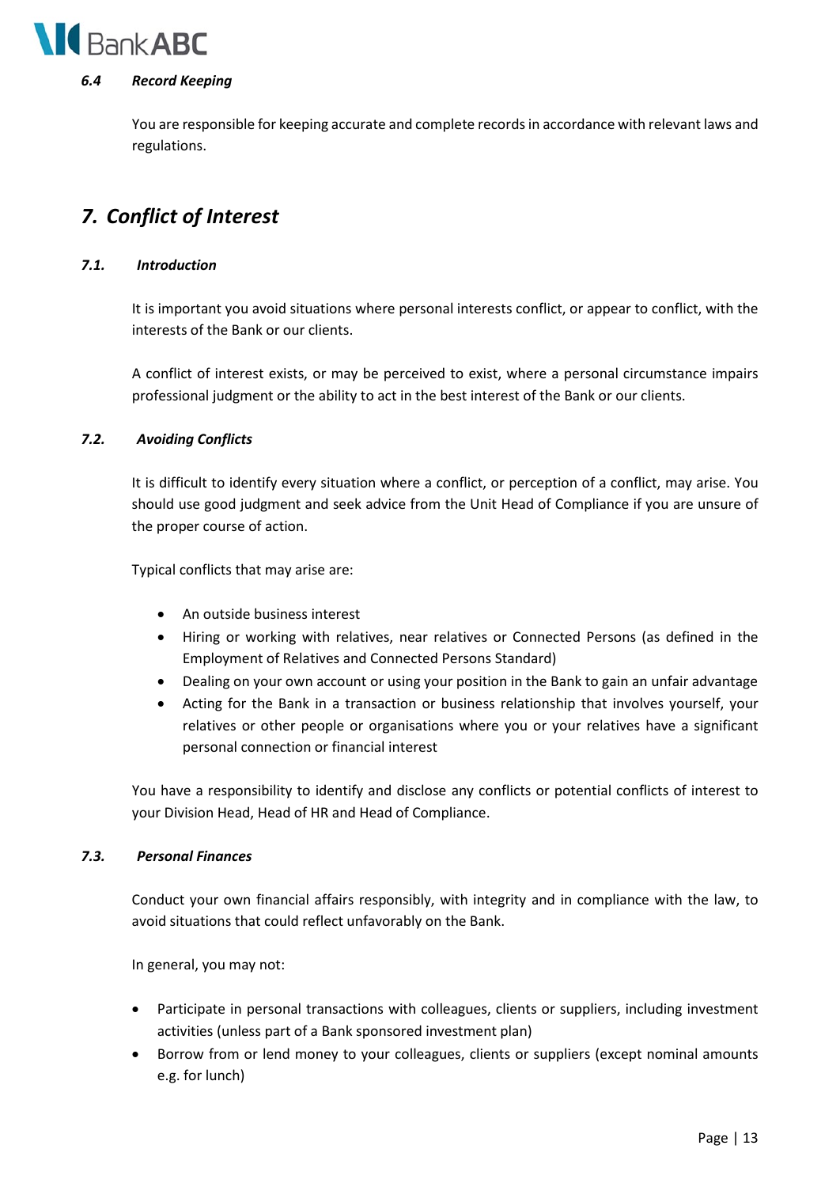### *6.4 Record Keeping*

You are responsible for keeping accurate and complete records in accordance with relevant laws and regulations.

## *7. Conflict of Interest*

### *7.1. Introduction*

It is important you avoid situations where personal interests conflict, or appear to conflict, with the interests of the Bank or our clients.

A conflict of interest exists, or may be perceived to exist, where a personal circumstance impairs professional judgment or the ability to act in the best interest of the Bank or our clients.

### *7.2. Avoiding Conflicts*

It is difficult to identify every situation where a conflict, or perception of a conflict, may arise. You should use good judgment and seek advice from the Unit Head of Compliance if you are unsure of the proper course of action.

Typical conflicts that may arise are:

- An outside business interest
- Hiring or working with relatives, near relatives or Connected Persons (as defined in the Employment of Relatives and Connected Persons Standard)
- Dealing on your own account or using your position in the Bank to gain an unfair advantage
- Acting for the Bank in a transaction or business relationship that involves yourself, your relatives or other people or organisations where you or your relatives have a significant personal connection or financial interest

You have a responsibility to identify and disclose any conflicts or potential conflicts of interest to your Division Head, Head of HR and Head of Compliance.

### *7.3. Personal Finances*

Conduct your own financial affairs responsibly, with integrity and in compliance with the law, to avoid situations that could reflect unfavorably on the Bank.

In general, you may not:

- Participate in personal transactions with colleagues, clients or suppliers, including investment activities (unless part of a Bank sponsored investment plan)
- Borrow from or lend money to your colleagues, clients or suppliers (except nominal amounts e.g. for lunch)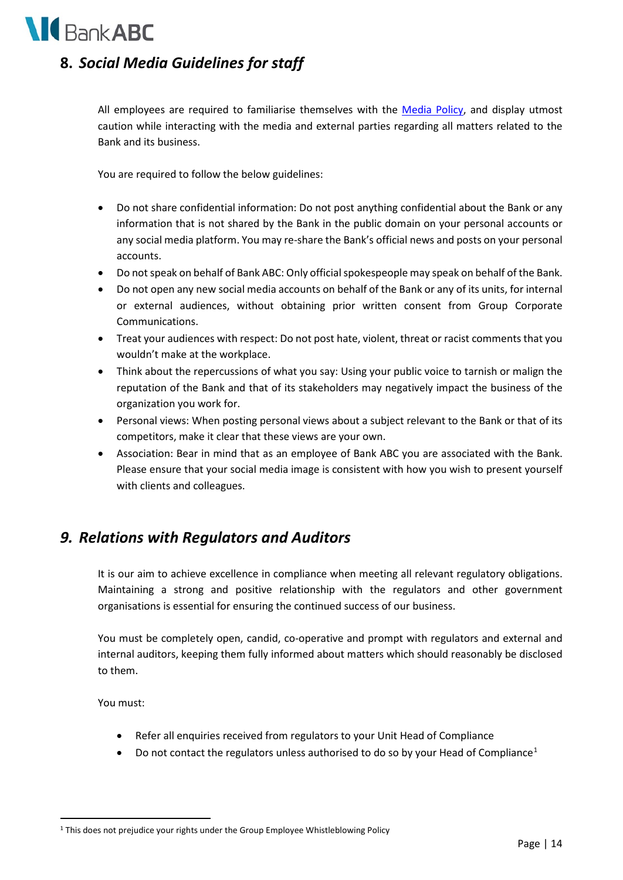## 8. *Social Media Guidelines for staff*

All employees are required to familiarise themselves with the Media Policy, and display utmost caution while interacting with the media and external parties regarding all matters related to the Bank and its business.

You are required to follow the below guidelines:

- Do not share confidential information: Do not post anything confidential about the Bank or any information that is not shared by the Bank in the public domain on your personal accounts or any social media platform. You may re-share the Bank's official news and posts on your personal accounts.
- Do not speak on behalf of Bank ABC: Only official spokespeople may speak on behalf of the Bank.
- Do not open any new social media accounts on behalf of the Bank or any of its units, for internal or external audiences, without obtaining prior written consent from Group Corporate Communications.
- Treat your audiences with respect: Do not post hate, violent, threat or racist comments that you wouldn't make at the workplace.
- Think about the repercussions of what you say: Using your public voice to tarnish or malign the reputation of the Bank and that of its stakeholders may negatively impact the business of the organization you work for.
- Personal views: When posting personal views about a subject relevant to the Bank or that of its competitors, make it clear that these views are your own.
- Association: Bear in mind that as an employee of Bank ABC you are associated with the Bank. Please ensure that your social media image is consistent with how you wish to present yourself with clients and colleagues.

## *9. Relations with Regulators and Auditors*

It is our aim to achieve excellence in compliance when meeting all relevant regulatory obligations. Maintaining a strong and positive relationship with the regulators and other government organisations is essential for ensuring the continued success of our business.

You must be completely open, candid, co-operative and prompt with regulators and external and internal auditors, keeping them fully informed about matters which should reasonably be disclosed to them.

You must:

- Refer all enquiries received from regulators to your Unit Head of Compliance
- Do not contact the regulators unless authorised to do so by your Head of Compliance[1]

[1] This does not prejudice your rights under the Group Employee Whistleblowing Policy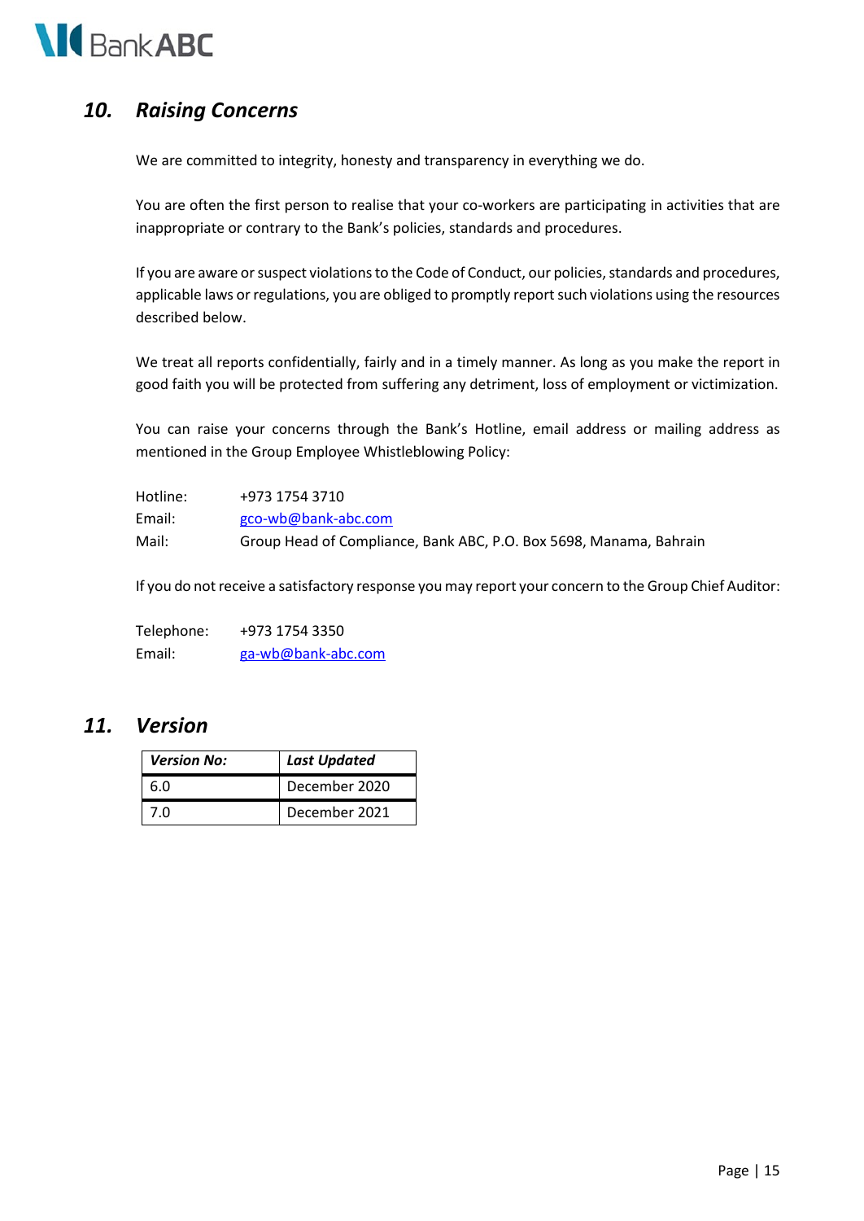## 10. *Raising Concerns*

We are committed to integrity, honesty and transparency in everything we do.

You are often the first person to realise that your co-workers are participating in activities that are inappropriate or contrary to the Bank's policies, standards and procedures.

If you are aware or suspect violations to the Code of Conduct, our policies, standards and procedures, applicable laws or regulations, you are obliged to promptly report such violations using the resources described below.

We treat all reports confidentially, fairly and in a timely manner. As long as you make the report in good faith you will be protected from suffering any detriment, loss of employment or victimization.

You can raise your concerns through the Bank's Hotline, email address or mailing address as mentioned in the Group Employee Whistleblowing Policy:

Hotline: +973 1754 3710
Email: gco-wb@bank-abc.com
Mail: Group Head of Compliance, Bank ABC, P.O. Box 5698, Manama, Bahrain

If you do not receive a satisfactory response you may report your concern to the Group Chief Auditor:

Telephone: +973 1754 3350
Email: ga-wb@bank-abc.com

## 11. *Version*

| *Version No:* | *Last Updated* |
|---|---|
| 6.0 | December 2020 |
| 7.0 | December 2021 |